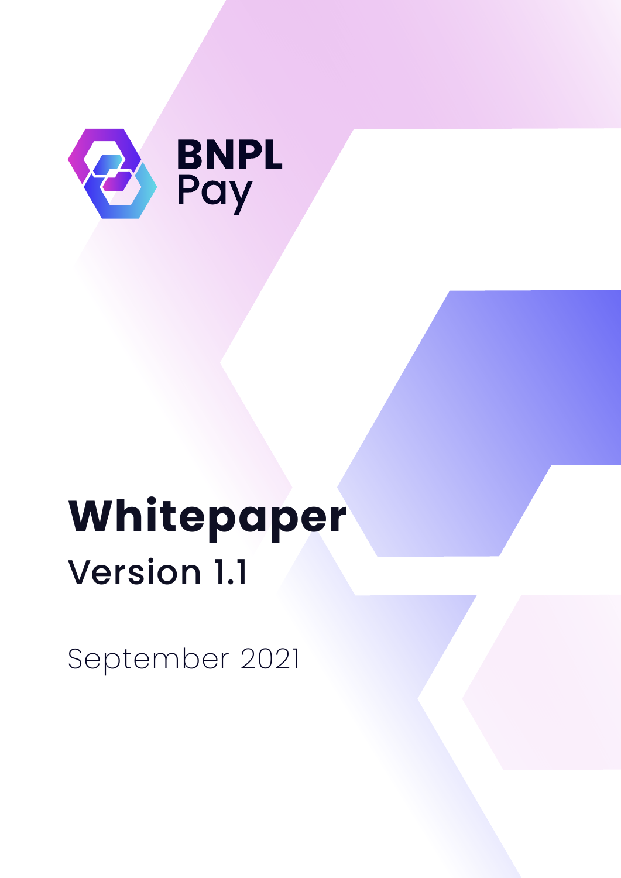BNPL Pay

# Whitepaper

## Version 1.1

September 2021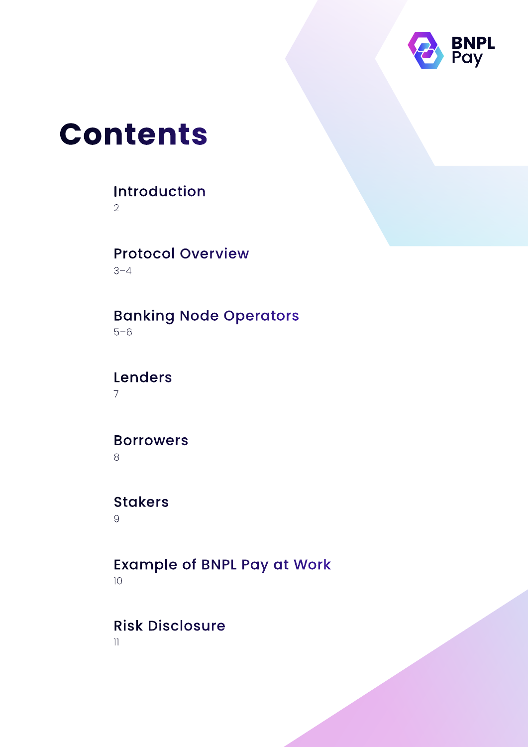# Contents

**Introduction**
2

**Protocol Overview**
3–4

**Banking Node Operators**
5–6

**Lenders**
7

**Borrowers**
8

**Stakers**
9

**Example of BNPL Pay at Work**
10

**Risk Disclosure**
11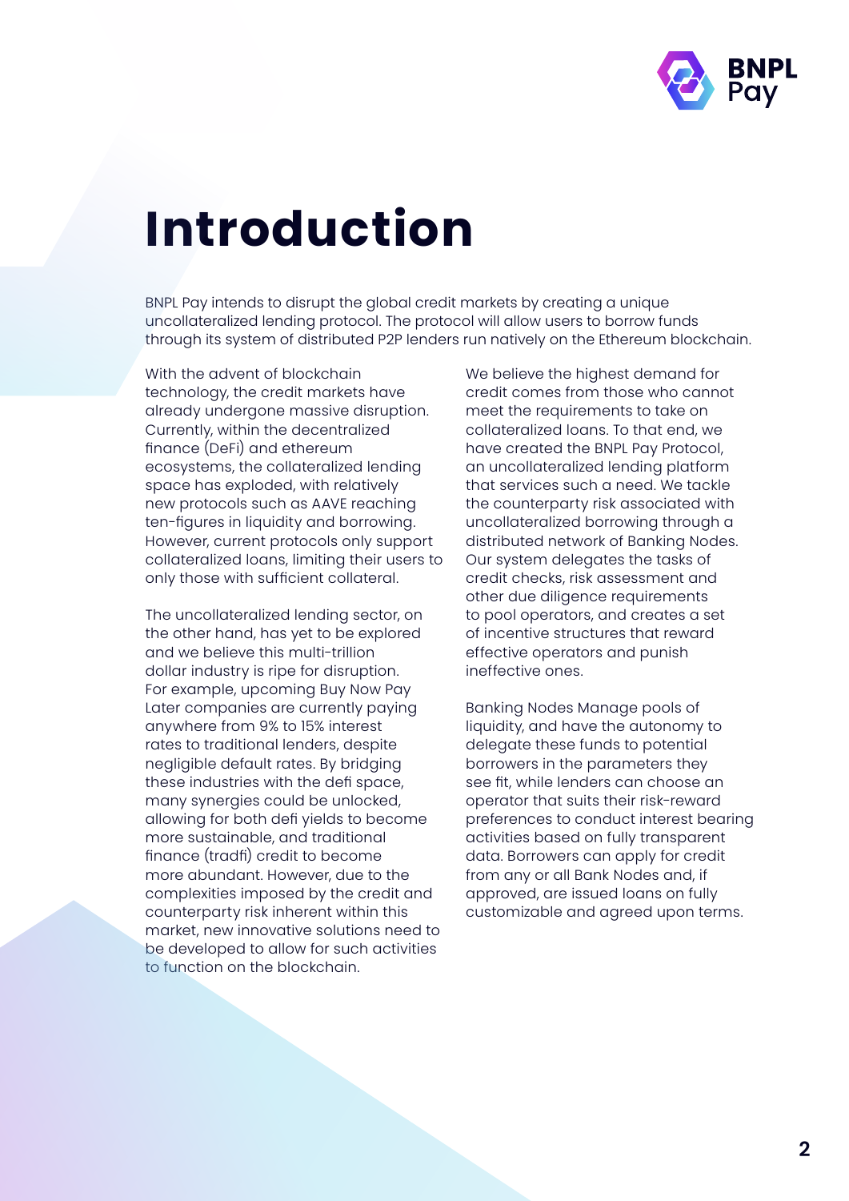# Introduction

BNPL Pay intends to disrupt the global credit markets by creating a unique uncollateralized lending protocol. The protocol will allow users to borrow funds through its system of distributed P2P lenders run natively on the Ethereum blockchain.

With the advent of blockchain technology, the credit markets have already undergone massive disruption. Currently, within the decentralized finance (DeFi) and ethereum ecosystems, the collateralized lending space has exploded, with relatively new protocols such as AAVE reaching ten-figures in liquidity and borrowing. However, current protocols only support collateralized loans, limiting their users to only those with sufficient collateral.

The uncollateralized lending sector, on the other hand, has yet to be explored and we believe this multi-trillion dollar industry is ripe for disruption. For example, upcoming Buy Now Pay Later companies are currently paying anywhere from 9% to 15% interest rates to traditional lenders, despite negligible default rates. By bridging these industries with the defi space, many synergies could be unlocked, allowing for both defi yields to become more sustainable, and traditional finance (tradfi) credit to become more abundant. However, due to the complexities imposed by the credit and counterparty risk inherent within this market, new innovative solutions need to be developed to allow for such activities to function on the blockchain.

We believe the highest demand for credit comes from those who cannot meet the requirements to take on collateralized loans. To that end, we have created the BNPL Pay Protocol, an uncollateralized lending platform that services such a need. We tackle the counterparty risk associated with uncollateralized borrowing through a distributed network of Banking Nodes. Our system delegates the tasks of credit checks, risk assessment and other due diligence requirements to pool operators, and creates a set of incentive structures that reward effective operators and punish ineffective ones.

Banking Nodes Manage pools of liquidity, and have the autonomy to delegate these funds to potential borrowers in the parameters they see fit, while lenders can choose an operator that suits their risk-reward preferences to conduct interest bearing activities based on fully transparent data. Borrowers can apply for credit from any or all Bank Nodes and, if approved, are issued loans on fully customizable and agreed upon terms.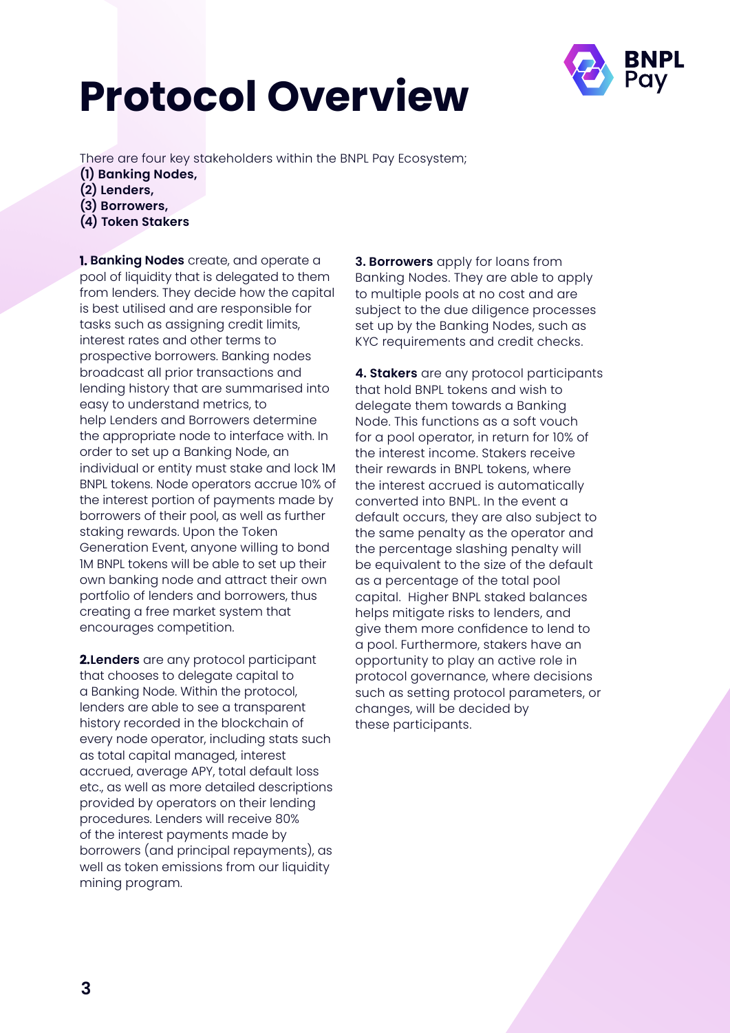# Protocol Overview

There are four key stakeholders within the BNPL Pay Ecosystem;
**(1) Banking Nodes,**
**(2) Lenders,**
**(3) Borrowers,**
**(4) Token Stakers**

**1. Banking Nodes** create, and operate a pool of liquidity that is delegated to them from lenders. They decide how the capital is best utilised and are responsible for tasks such as assigning credit limits, interest rates and other terms to prospective borrowers. Banking nodes broadcast all prior transactions and lending history that are summarised into easy to understand metrics, to help Lenders and Borrowers determine the appropriate node to interface with. In order to set up a Banking Node, an individual or entity must stake and lock 1M BNPL tokens. Node operators accrue 10% of the interest portion of payments made by borrowers of their pool, as well as further staking rewards. Upon the Token Generation Event, anyone willing to bond 1M BNPL tokens will be able to set up their own banking node and attract their own portfolio of lenders and borrowers, thus creating a free market system that encourages competition.

**2.Lenders** are any protocol participant that chooses to delegate capital to a Banking Node. Within the protocol, lenders are able to see a transparent history recorded in the blockchain of every node operator, including stats such as total capital managed, interest accrued, average APY, total default loss etc., as well as more detailed descriptions provided by operators on their lending procedures. Lenders will receive 80% of the interest payments made by borrowers (and principal repayments), as well as token emissions from our liquidity mining program.

**3. Borrowers** apply for loans from Banking Nodes. They are able to apply to multiple pools at no cost and are subject to the due diligence processes set up by the Banking Nodes, such as KYC requirements and credit checks.

**4. Stakers** are any protocol participants that hold BNPL tokens and wish to delegate them towards a Banking Node. This functions as a soft vouch for a pool operator, in return for 10% of the interest income. Stakers receive their rewards in BNPL tokens, where the interest accrued is automatically converted into BNPL. In the event a default occurs, they are also subject to the same penalty as the operator and the percentage slashing penalty will be equivalent to the size of the default as a percentage of the total pool capital. Higher BNPL staked balances helps mitigate risks to lenders, and give them more confidence to lend to a pool. Furthermore, stakers have an opportunity to play an active role in protocol governance, where decisions such as setting protocol parameters, or changes, will be decided by these participants.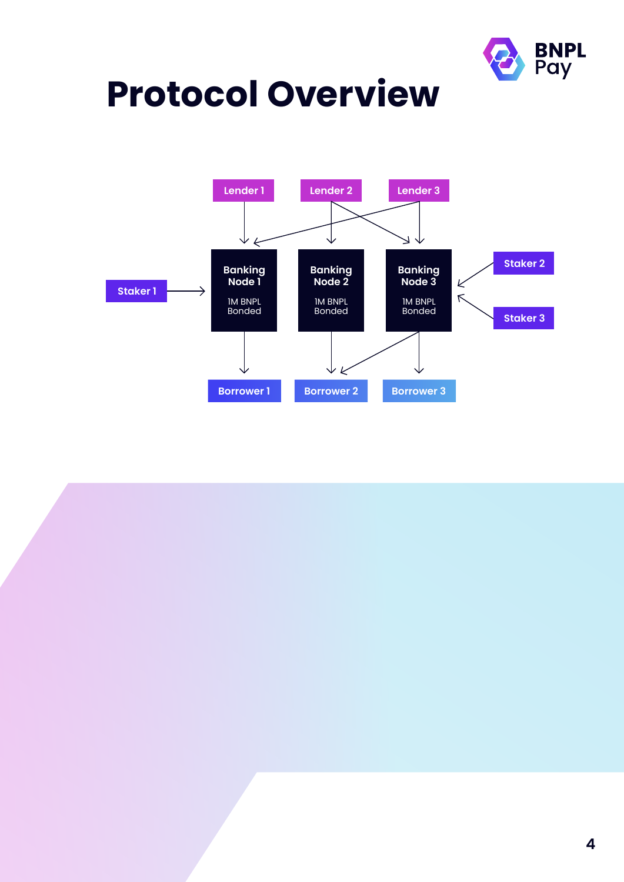# Protocol Overview

Lender 1 | Lender 2 | Lender 3

Staker 1

Banking Node 1
1M BNPL Bonded

Banking Node 2
1M BNPL Bonded

Banking Node 3
1M BNPL Bonded

Staker 2 | Staker 3

Borrower 1 | Borrower 2 | Borrower 3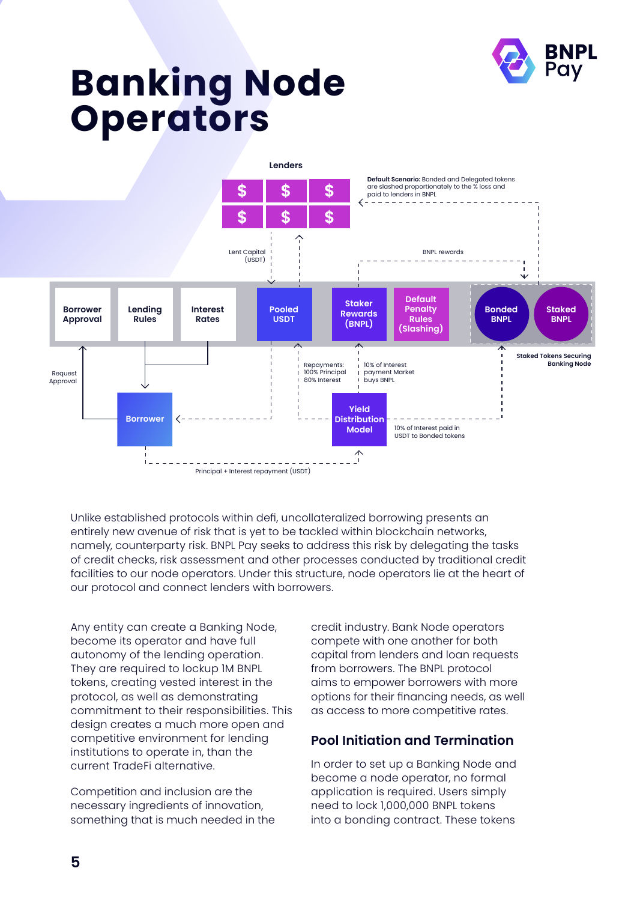# Banking Node Operators

Unlike established protocols within defi, uncollateralized borrowing presents an entirely new avenue of risk that is yet to be tackled within blockchain networks, namely, counterparty risk. BNPL Pay seeks to address this risk by delegating the tasks of credit checks, risk assessment and other processes conducted by traditional credit facilities to our node operators. Under this structure, node operators lie at the heart of our protocol and connect lenders with borrowers.

Any entity can create a Banking Node, become its operator and have full autonomy of the lending operation. They are required to lockup 1M BNPL tokens, creating vested interest in the protocol, as well as demonstrating commitment to their responsibilities. This design creates a much more open and competitive environment for lending institutions to operate in, than the current TradeFi alternative.

Competition and inclusion are the necessary ingredients of innovation, something that is much needed in the credit industry. Bank Node operators compete with one another for both capital from lenders and loan requests from borrowers. The BNPL protocol aims to empower borrowers with more options for their financing needs, as well as access to more competitive rates.

## Pool Initiation and Termination

In order to set up a Banking Node and become a node operator, no formal application is required. Users simply need to lock 1,000,000 BNPL tokens into a bonding contract. These tokens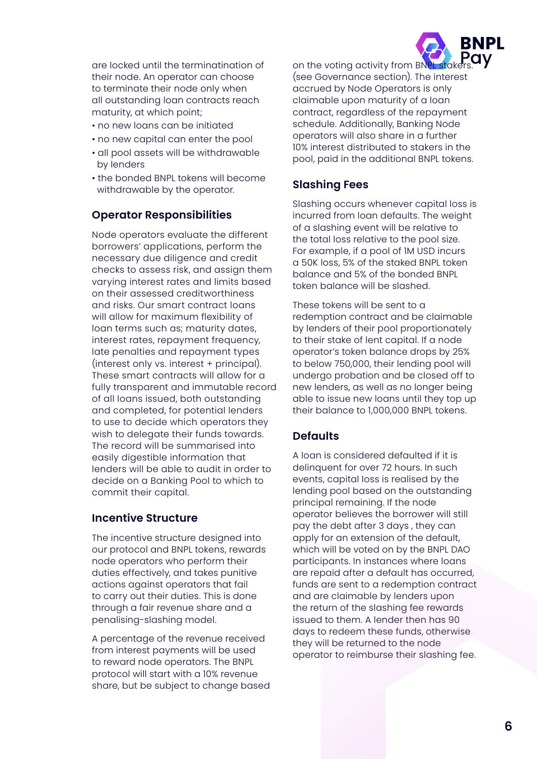are locked until the termination of their node. An operator can choose to terminate their node only when all outstanding loan contracts reach maturity, at which point;

- no new loans can be initiated
- no new capital can enter the pool
- all pool assets will be withdrawable by lenders
- the bonded BNPL tokens will become withdrawable by the operator.

### Operator Responsibilities

Node operators evaluate the different borrowers' applications, perform the necessary due diligence and credit checks to assess risk, and assign them varying interest rates and limits based on their assessed creditworthiness and risks. Our smart contract loans will allow for maximum flexibility of loan terms such as; maturity dates, interest rates, repayment frequency, late penalties and repayment types (interest only vs. interest + principal). These smart contracts will allow for a fully transparent and immutable record of all loans issued, both outstanding and completed, for potential lenders to use to decide which operators they wish to delegate their funds towards. The record will be summarised into easily digestible information that lenders will be able to audit in order to decide on a Banking Pool to which to commit their capital.

### Incentive Structure

The incentive structure designed into our protocol and BNPL tokens, rewards node operators who perform their duties effectively, and takes punitive actions against operators that fail to carry out their duties. This is done through a fair revenue share and a penalising-slashing model.

A percentage of the revenue received from interest payments will be used to reward node operators. The BNPL protocol will start with a 10% revenue share, but be subject to change based on the voting activity from BNPL stakers. (see Governance section). The interest accrued by Node Operators is only claimable upon maturity of a loan contract, regardless of the repayment schedule. Additionally, Banking Node operators will also share in a further 10% interest distributed to stakers in the pool, paid in the additional BNPL tokens.

### Slashing Fees

Slashing occurs whenever capital loss is incurred from loan defaults. The weight of a slashing event will be relative to the total loss relative to the pool size. For example, if a pool of 1M USD incurs a 50K loss, 5% of the staked BNPL token balance and 5% of the bonded BNPL token balance will be slashed.

These tokens will be sent to a redemption contract and be claimable by lenders of their pool proportionately to their stake of lent capital. If a node operator's token balance drops by 25% to below 750,000, their lending pool will undergo probation and be closed off to new lenders, as well as no longer being able to issue new loans until they top up their balance to 1,000,000 BNPL tokens.

### Defaults

A loan is considered defaulted if it is delinquent for over 72 hours. In such events, capital loss is realised by the lending pool based on the outstanding principal remaining. If the node operator believes the borrower will still pay the debt after 3 days , they can apply for an extension of the default, which will be voted on by the BNPL DAO participants. In instances where loans are repaid after a default has occurred, funds are sent to a redemption contract and are claimable by lenders upon the return of the slashing fee rewards issued to them. A lender then has 90 days to redeem these funds, otherwise they will be returned to the node operator to reimburse their slashing fee.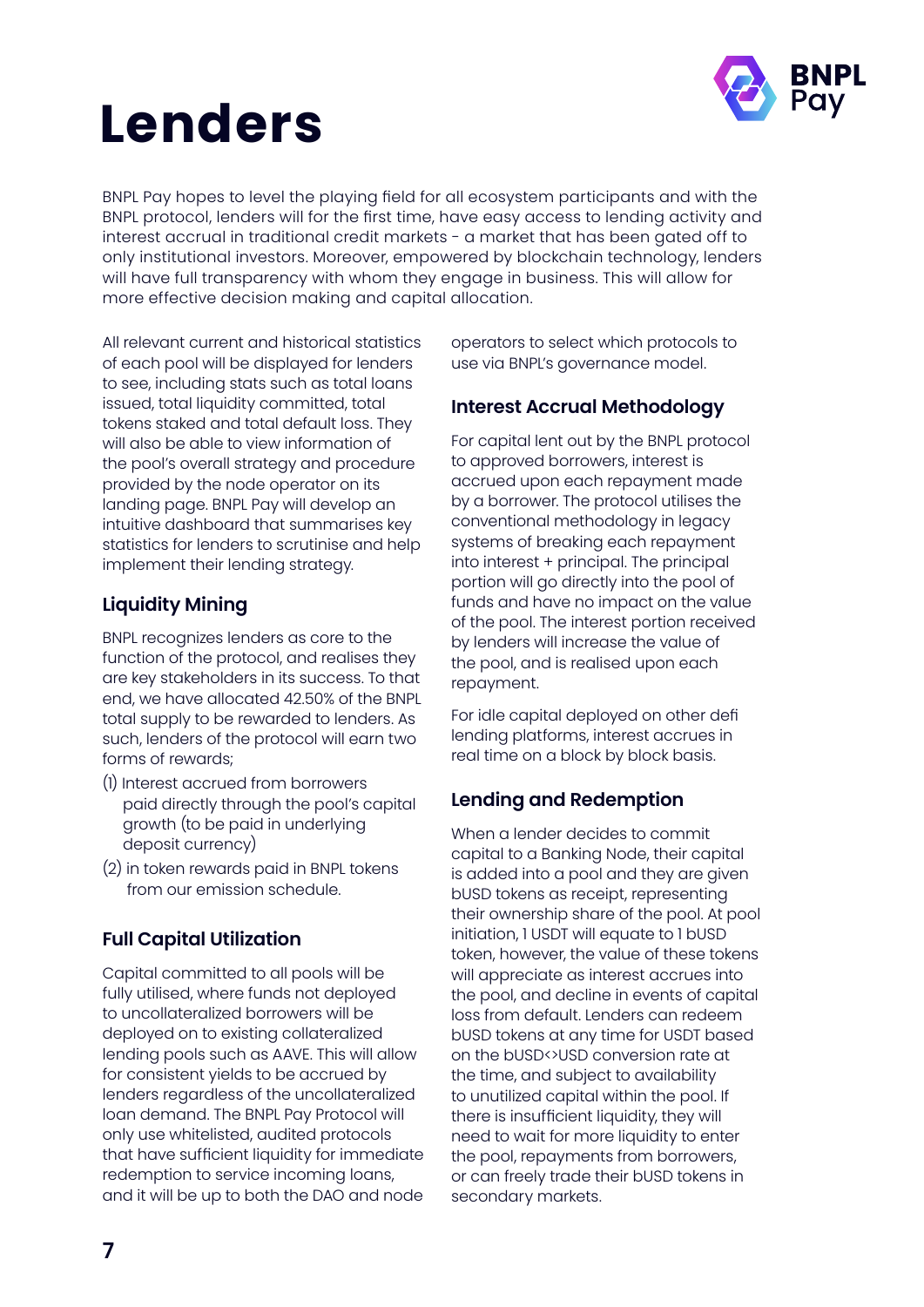# Lenders

BNPL Pay hopes to level the playing field for all ecosystem participants and with the BNPL protocol, lenders will for the first time, have easy access to lending activity and interest accrual in traditional credit markets - a market that has been gated off to only institutional investors. Moreover, empowered by blockchain technology, lenders will have full transparency with whom they engage in business. This will allow for more effective decision making and capital allocation.

All relevant current and historical statistics of each pool will be displayed for lenders to see, including stats such as total loans issued, total liquidity committed, total tokens staked and total default loss. They will also be able to view information of the pool's overall strategy and procedure provided by the node operator on its landing page. BNPL Pay will develop an intuitive dashboard that summarises key statistics for lenders to scrutinise and help implement their lending strategy.

### Liquidity Mining

BNPL recognizes lenders as core to the function of the protocol, and realises they are key stakeholders in its success. To that end, we have allocated 42.50% of the BNPL total supply to be rewarded to lenders. As such, lenders of the protocol will earn two forms of rewards;

(1) Interest accrued from borrowers paid directly through the pool's capital growth (to be paid in underlying deposit currency)

(2) in token rewards paid in BNPL tokens from our emission schedule.

### Full Capital Utilization

Capital committed to all pools will be fully utilised, where funds not deployed to uncollateralized borrowers will be deployed on to existing collateralized lending pools such as AAVE. This will allow for consistent yields to be accrued by lenders regardless of the uncollateralized loan demand. The BNPL Pay Protocol will only use whitelisted, audited protocols that have sufficient liquidity for immediate redemption to service incoming loans, and it will be up to both the DAO and node operators to select which protocols to use via BNPL's governance model.

### Interest Accrual Methodology

For capital lent out by the BNPL protocol to approved borrowers, interest is accrued upon each repayment made by a borrower. The protocol utilises the conventional methodology in legacy systems of breaking each repayment into interest + principal. The principal portion will go directly into the pool of funds and have no impact on the value of the pool. The interest portion received by lenders will increase the value of the pool, and is realised upon each repayment.

For idle capital deployed on other defi lending platforms, interest accrues in real time on a block by block basis.

### Lending and Redemption

When a lender decides to commit capital to a Banking Node, their capital is added into a pool and they are given bUSD tokens as receipt, representing their ownership share of the pool. At pool initiation, 1 USDT will equate to 1 bUSD token, however, the value of these tokens will appreciate as interest accrues into the pool, and decline in events of capital loss from default. Lenders can redeem bUSD tokens at any time for USDT based on the bUSD<>USD conversion rate at the time, and subject to availability to unutilized capital within the pool. If there is insufficient liquidity, they will need to wait for more liquidity to enter the pool, repayments from borrowers, or can freely trade their bUSD tokens in secondary markets.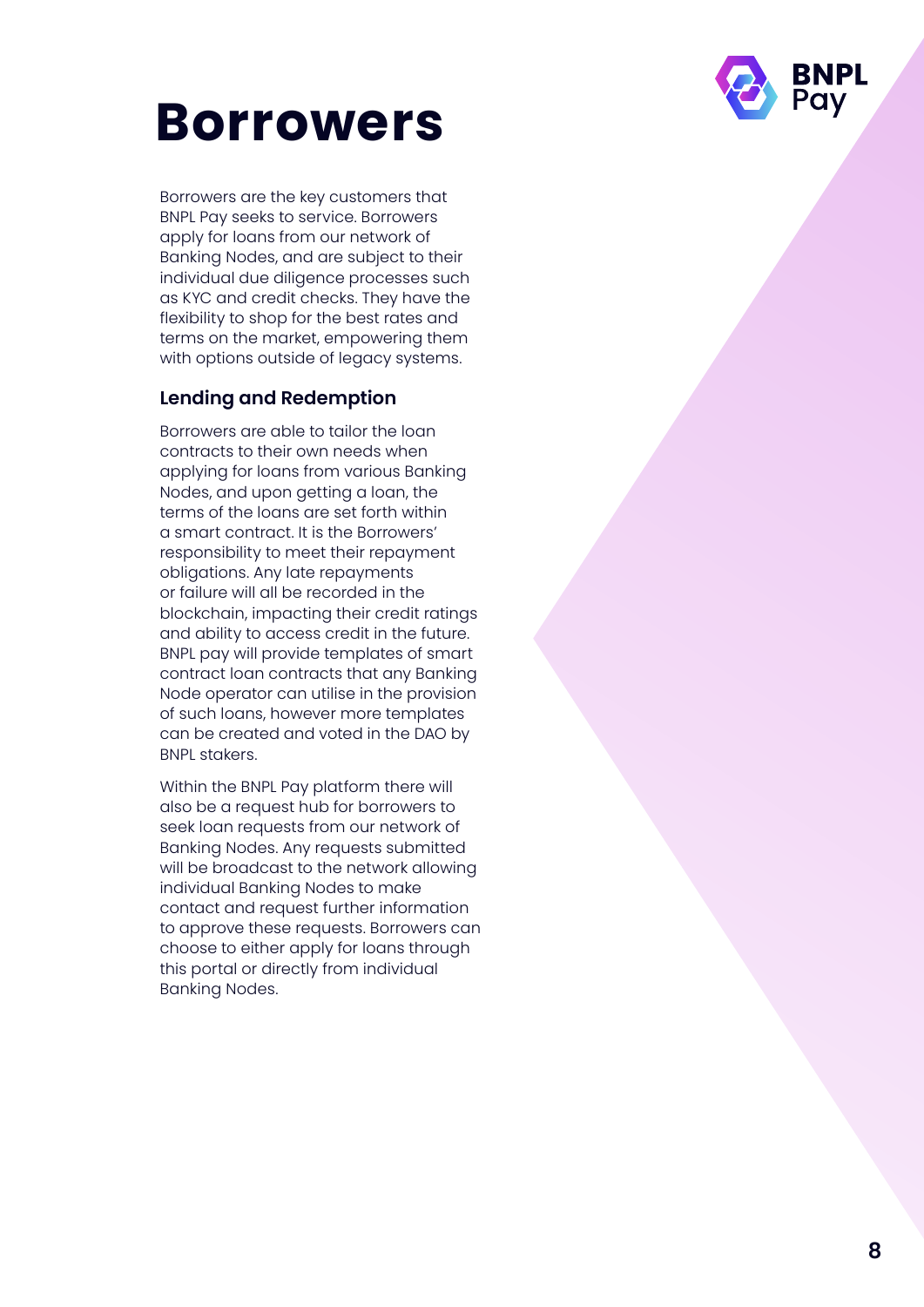# Borrowers

Borrowers are the key customers that BNPL Pay seeks to service. Borrowers apply for loans from our network of Banking Nodes, and are subject to their individual due diligence processes such as KYC and credit checks. They have the flexibility to shop for the best rates and terms on the market, empowering them with options outside of legacy systems.

### Lending and Redemption

Borrowers are able to tailor the loan contracts to their own needs when applying for loans from various Banking Nodes, and upon getting a loan, the terms of the loans are set forth within a smart contract. It is the Borrowers' responsibility to meet their repayment obligations. Any late repayments or failure will all be recorded in the blockchain, impacting their credit ratings and ability to access credit in the future. BNPL pay will provide templates of smart contract loan contracts that any Banking Node operator can utilise in the provision of such loans, however more templates can be created and voted in the DAO by BNPL stakers.

Within the BNPL Pay platform there will also be a request hub for borrowers to seek loan requests from our network of Banking Nodes. Any requests submitted will be broadcast to the network allowing individual Banking Nodes to make contact and request further information to approve these requests. Borrowers can choose to either apply for loans through this portal or directly from individual Banking Nodes.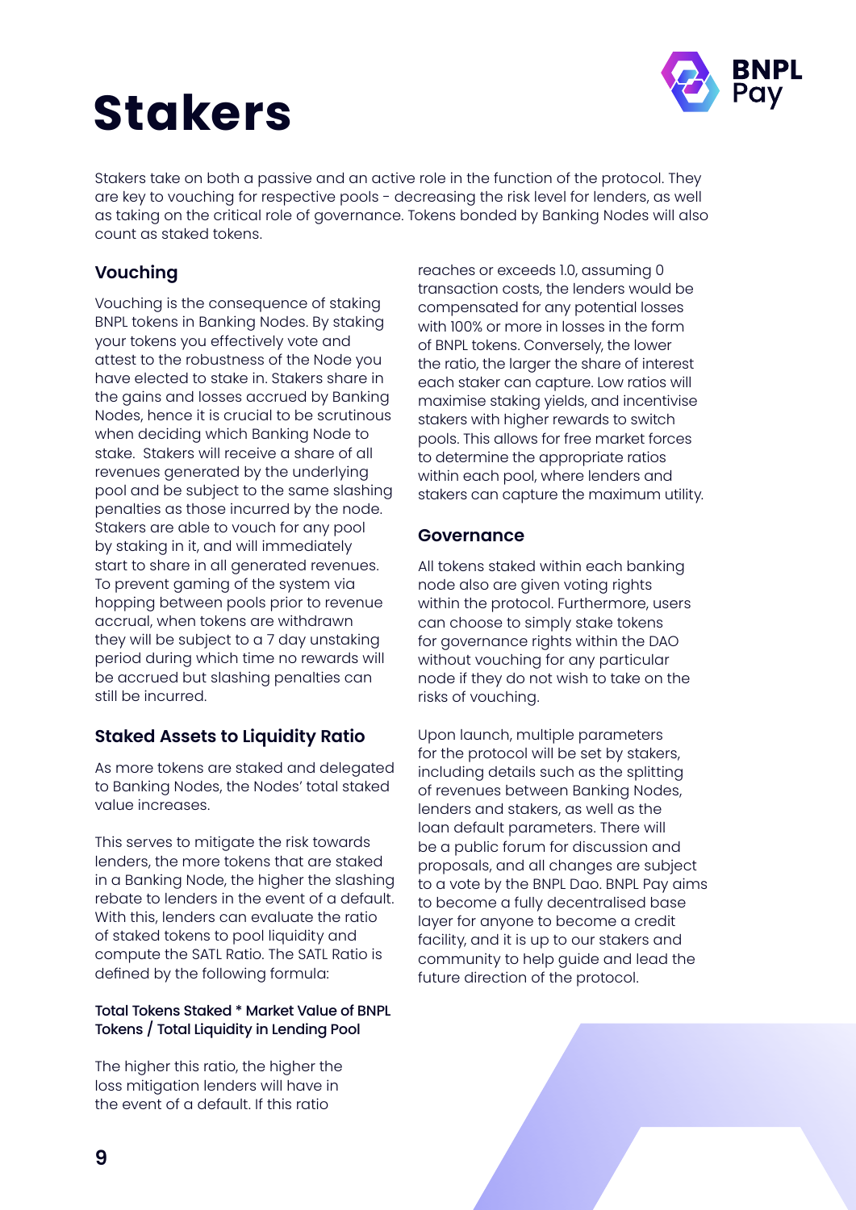# Stakers

Stakers take on both a passive and an active role in the function of the protocol. They are key to vouching for respective pools - decreasing the risk level for lenders, as well as taking on the critical role of governance. Tokens bonded by Banking Nodes will also count as staked tokens.

### Vouching

Vouching is the consequence of staking BNPL tokens in Banking Nodes. By staking your tokens you effectively vote and attest to the robustness of the Node you have elected to stake in. Stakers share in the gains and losses accrued by Banking Nodes, hence it is crucial to be scrutinous when deciding which Banking Node to stake. Stakers will receive a share of all revenues generated by the underlying pool and be subject to the same slashing penalties as those incurred by the node. Stakers are able to vouch for any pool by staking in it, and will immediately start to share in all generated revenues. To prevent gaming of the system via hopping between pools prior to revenue accrual, when tokens are withdrawn they will be subject to a 7 day unstaking period during which time no rewards will be accrued but slashing penalties can still be incurred.

### Staked Assets to Liquidity Ratio

As more tokens are staked and delegated to Banking Nodes, the Nodes' total staked value increases.

This serves to mitigate the risk towards lenders, the more tokens that are staked in a Banking Node, the higher the slashing rebate to lenders in the event of a default. With this, lenders can evaluate the ratio of staked tokens to pool liquidity and compute the SATL Ratio. The SATL Ratio is defined by the following formula:

**Total Tokens Staked * Market Value of BNPL Tokens / Total Liquidity in Lending Pool**

The higher this ratio, the higher the loss mitigation lenders will have in the event of a default. If this ratio reaches or exceeds 1.0, assuming 0 transaction costs, the lenders would be compensated for any potential losses with 100% or more in losses in the form of BNPL tokens. Conversely, the lower the ratio, the larger the share of interest each staker can capture. Low ratios will maximise staking yields, and incentivise stakers with higher rewards to switch pools. This allows for free market forces to determine the appropriate ratios within each pool, where lenders and stakers can capture the maximum utility.

### Governance

All tokens staked within each banking node also are given voting rights within the protocol. Furthermore, users can choose to simply stake tokens for governance rights within the DAO without vouching for any particular node if they do not wish to take on the risks of vouching.

Upon launch, multiple parameters for the protocol will be set by stakers, including details such as the splitting of revenues between Banking Nodes, lenders and stakers, as well as the loan default parameters. There will be a public forum for discussion and proposals, and all changes are subject to a vote by the BNPL Dao. BNPL Pay aims to become a fully decentralised base layer for anyone to become a credit facility, and it is up to our stakers and community to help guide and lead the future direction of the protocol.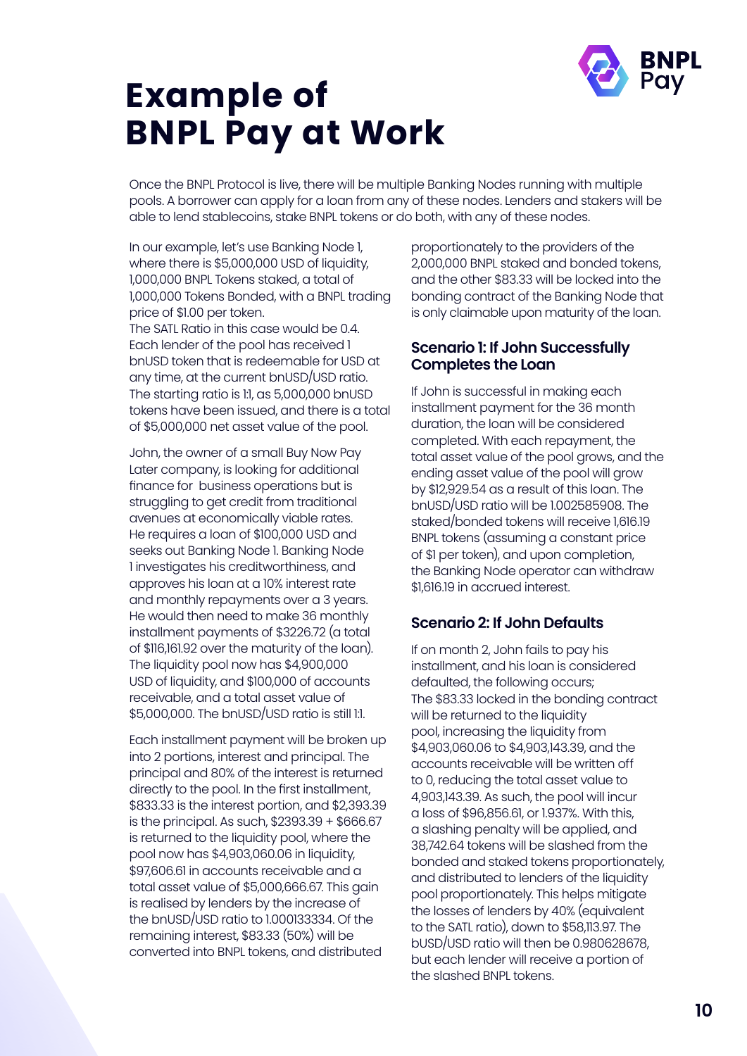# Example of BNPL Pay at Work

Once the BNPL Protocol is live, there will be multiple Banking Nodes running with multiple pools. A borrower can apply for a loan from any of these nodes. Lenders and stakers will be able to lend stablecoins, stake BNPL tokens or do both, with any of these nodes.

In our example, let's use Banking Node 1, where there is $5,000,000 USD of liquidity, 1,000,000 BNPL Tokens staked, a total of 1,000,000 Tokens Bonded, with a BNPL trading price of $1.00 per token.
The SATL Ratio in this case would be 0.4. Each lender of the pool has received 1 bnUSD token that is redeemable for USD at any time, at the current bnUSD/USD ratio. The starting ratio is 1:1, as 5,000,000 bnUSD tokens have been issued, and there is a total of $5,000,000 net asset value of the pool.

John, the owner of a small Buy Now Pay Later company, is looking for additional finance for business operations but is struggling to get credit from traditional avenues at economically viable rates. He requires a loan of $100,000 USD and seeks out Banking Node 1. Banking Node 1 investigates his creditworthiness, and approves his loan at a 10% interest rate and monthly repayments over a 3 years. He would then need to make 36 monthly installment payments of $3226.72 (a total of $116,161.92 over the maturity of the loan). The liquidity pool now has $4,900,000 USD of liquidity, and $100,000 of accounts receivable, and a total asset value of $5,000,000. The bnUSD/USD ratio is still 1:1.

Each installment payment will be broken up into 2 portions, interest and principal. The principal and 80% of the interest is returned directly to the pool. In the first installment, $833.33 is the interest portion, and $2,393.39 is the principal. As such, $2393.39 + $666.67 is returned to the liquidity pool, where the pool now has $4,903,060.06 in liquidity, $97,606.61 in accounts receivable and a total asset value of $5,000,666.67. This gain is realised by lenders by the increase of the bnUSD/USD ratio to 1.000133334. Of the remaining interest, $83.33 (50%) will be converted into BNPL tokens, and distributed proportionately to the providers of the 2,000,000 BNPL staked and bonded tokens, and the other $83.33 will be locked into the bonding contract of the Banking Node that is only claimable upon maturity of the loan.

### Scenario 1: If John Successfully Completes the Loan

If John is successful in making each installment payment for the 36 month duration, the loan will be considered completed. With each repayment, the total asset value of the pool grows, and the ending asset value of the pool will grow by $12,929.54 as a result of this loan. The bnUSD/USD ratio will be 1.002585908. The staked/bonded tokens will receive 1,616.19 BNPL tokens (assuming a constant price of $1 per token), and upon completion, the Banking Node operator can withdraw $1,616.19 in accrued interest.

### Scenario 2: If John Defaults

If on month 2, John fails to pay his installment, and his loan is considered defaulted, the following occurs;
The $83.33 locked in the bonding contract will be returned to the liquidity pool, increasing the liquidity from $4,903,060.06 to $4,903,143.39, and the accounts receivable will be written off to 0, reducing the total asset value to 4,903,143.39. As such, the pool will incur a loss of $96,856.61, or 1.937%. With this, a slashing penalty will be applied, and 38,742.64 tokens will be slashed from the bonded and staked tokens proportionately, and distributed to lenders of the liquidity pool proportionately. This helps mitigate the losses of lenders by 40% (equivalent to the SATL ratio), down to $58,113.97. The bUSD/USD ratio will then be 0.980628678, but each lender will receive a portion of the slashed BNPL tokens.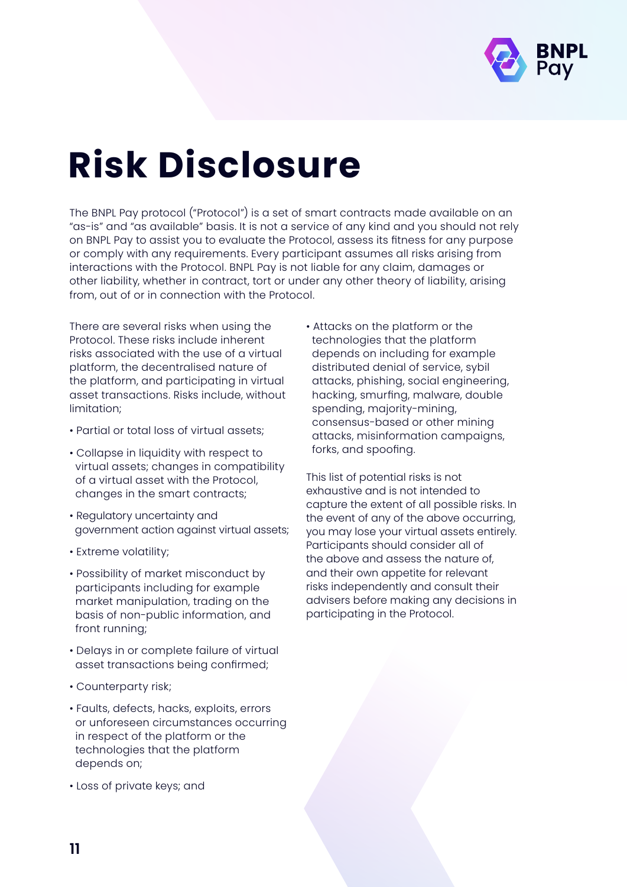# Risk Disclosure

The BNPL Pay protocol ("Protocol") is a set of smart contracts made available on an "as-is" and "as available" basis. It is not a service of any kind and you should not rely on BNPL Pay to assist you to evaluate the Protocol, assess its fitness for any purpose or comply with any requirements. Every participant assumes all risks arising from interactions with the Protocol. BNPL Pay is not liable for any claim, damages or other liability, whether in contract, tort or under any other theory of liability, arising from, out of or in connection with the Protocol.

There are several risks when using the Protocol. These risks include inherent risks associated with the use of a virtual platform, the decentralised nature of the platform, and participating in virtual asset transactions. Risks include, without limitation;

- Partial or total loss of virtual assets;
- Collapse in liquidity with respect to virtual assets; changes in compatibility of a virtual asset with the Protocol, changes in the smart contracts;
- Regulatory uncertainty and government action against virtual assets;
- Extreme volatility;
- Possibility of market misconduct by participants including for example market manipulation, trading on the basis of non-public information, and front running;
- Delays in or complete failure of virtual asset transactions being confirmed;
- Counterparty risk;
- Faults, defects, hacks, exploits, errors or unforeseen circumstances occurring in respect of the platform or the technologies that the platform depends on;
- Loss of private keys; and
- Attacks on the platform or the technologies that the platform depends on including for example distributed denial of service, sybil attacks, phishing, social engineering, hacking, smurfing, malware, double spending, majority-mining, consensus-based or other mining attacks, misinformation campaigns, forks, and spoofing.

This list of potential risks is not exhaustive and is not intended to capture the extent of all possible risks. In the event of any of the above occurring, you may lose your virtual assets entirely. Participants should consider all of the above and assess the nature of, and their own appetite for relevant risks independently and consult their advisers before making any decisions in participating in the Protocol.